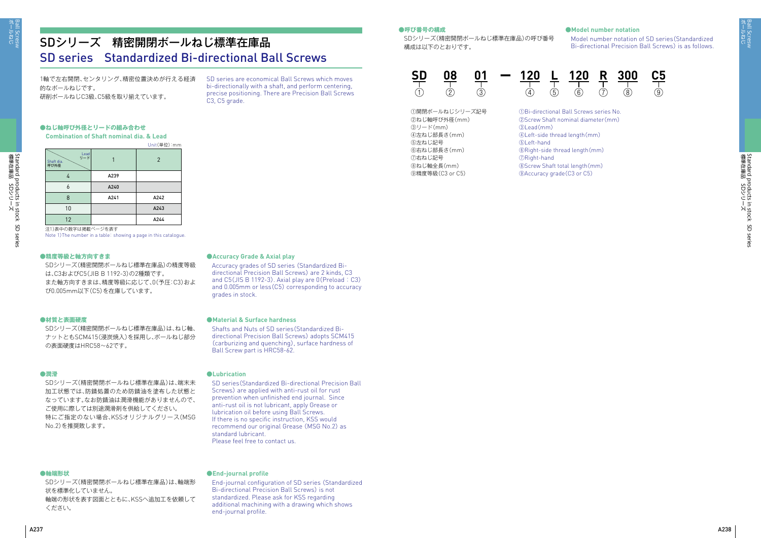# SDシリーズ　精密開閉ボールねじ標準在庫品

# SD series　Standardized Bi-directional Ball Screws

1軸で左右開閉、センタリング、精密位置決めが行える経済的なボールねじです。
研削ボールねじC3級、C5級を取り揃えています。

SD series are economical Ball Screws which moves bi-directionally with a shaft, and perform centering, precise positioning. There are Precision Ball Screws C3, C5 grade.

### ●ねじ軸呼び外径とリードの組み合わせ
### Combination of Shaft nominal dia. & Lead

Unit(単位):mm

| Shaft dia. 呼び外径 ＼ Lead リード | 1 | 2 |
|---|---|---|
| 4 | A239 | |
| 6 | A240 | |
| 8 | A241 | A242 |
| 10 | | A243 |
| 12 | | A244 |

注1)表中の数字は掲載ページを表す
Note 1)The number in a table: showing a page in this catalogue.

### ●精度等級と軸方向すきま

SDシリーズ(精密開閉ボールねじ標準在庫品)の精度等級は、C3およびC5(JIB B 1192-3)の2種類です。
また軸方向すきまは、精度等級に応じて、0(予圧:C3)および0.005mm以下(C5)を在庫しています。

### ●Accuracy Grade & Axial play

Accuracy grades of SD series (Standardized Bi-directional Precision Ball Screws) are 2 kinds, C3 and C5(JIS B 1192-3). Axial play are 0(Preload : C3) and 0.005mm or less(C5) corresponding to accuracy grades in stock.

### ●材質と表面硬度

SDシリーズ(精密開閉ボールねじ標準在庫品)は、ねじ軸、ナットともSCM415(浸炭焼入)を採用し、ボールねじ部分の表面硬度はHRC58～62です。

### ●Material & Surface hardness

Shafts and Nuts of SD series(Standardized Bi-directional Precision Ball Screws) adopts SCM415 (carburizing and quenching), surface hardness of Ball Screw part is HRC58-62.

### ●潤滑

SDシリーズ(精密開閉ボールねじ標準在庫品)は、端末未加工状態では、防錆処置のため防錆油を塗布した状態となっています。なお防錆油は潤滑機能がありませんので、ご使用に際しては別途潤滑剤を供給してください。
特にご指定のない場合、KSSオリジナルグリース(MSG No.2)を推奨致します。

### ●Lubrication

SD series(Standardized Bi-directional Precision Ball Screws) are applied with anti-rust oil for rust prevention when unfinished end journal. Since anti-rust oil is not lubricant, apply Grease or lubrication oil before using Ball Screws.
If there is no specific instruction, KSS would recommend our original Grease (MSG No.2) as standard lubricant.
Please feel free to contact us.

### ●軸端形状

SDシリーズ(精密開閉ボールねじ標準在庫品)は、軸端形状を標準化していません。
軸端の形状を表す図面とともに、KSSへ追加工を依頼してください。

### ●End-journal profile

End-journal configuration of SD series (Standardized Bi-directional Precision Ball Screws) is not standardized. Please ask for KSS regarding additional machining with a drawing which shows end-journal profile.

### ●呼び番号の構成

SDシリーズ(精密開閉ボールねじ標準在庫品)の呼び番号構成は以下のとおりです。

### ●Model number notation

Model number notation of SD series(Standardized Bi-directional Precision Ball Screws) is as follows.

**SD** **08** **01** **—** **120** **L** **120** **R** **300** **C5**
①　②　③　　④　⑤　⑥　⑦　⑧　⑨

①開閉ボールねじシリーズ記号
②ねじ軸呼び外径(mm)
③リード(mm)
④左ねじ部長さ(mm)
⑤左ねじ記号
⑥右ねじ部長さ(mm)
⑦右ねじ記号
⑧ねじ軸全長(mm)
⑨精度等級(C3 or C5)

①Bi-directional Ball Screws series No.
②Screw Shaft nominal diameter(mm)
③Lead(mm)
④Left-side thread length(mm)
⑤Left-hand
⑥Right-side thread length(mm)
⑦Right-hand
⑧Screw Shaft total length(mm)
⑨Accuracy grade(C3 or C5)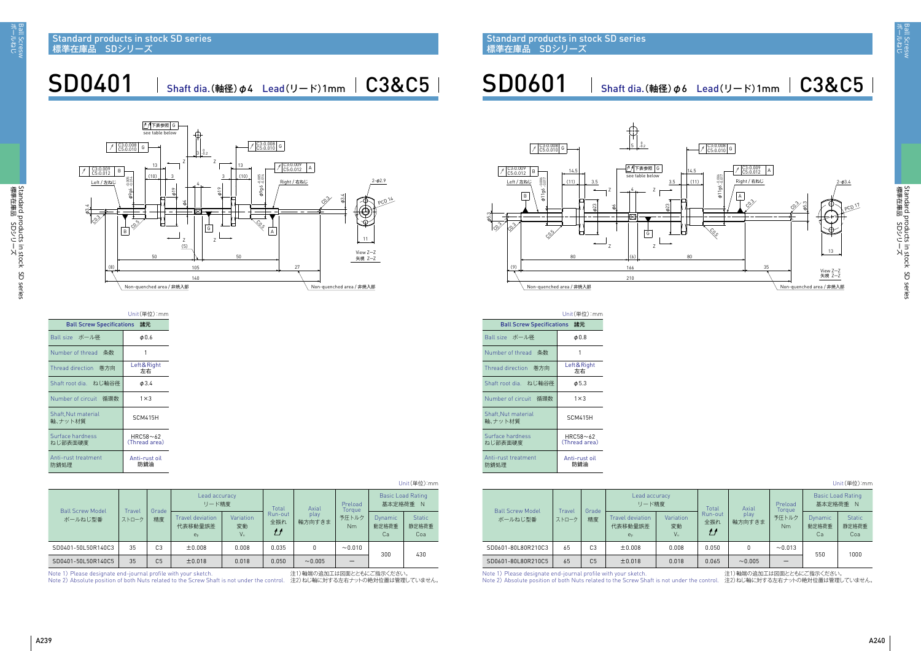## Standard products in stock SD series
## 標準在庫品　SDシリーズ

# SD0401 | Shaft dia.(軸径) φ4　Lead(リード) 1mm | C3&C5

Unit(単位):mm

| Ball Screw Specifications　諸元 | |
|---|---|
| Ball size　ボール径 | φ0.6 |
| Number of thread　条数 | 1 |
| Thread direction　巻方向 | Left&Right 左右 |
| Shaft root dia.　ねじ軸谷径 | φ3.4 |
| Number of circuit　循環数 | 1×3 |
| Shaft,Nut material 軸､ナット材質 | SCM415H |
| Surface hardness ねじ部表面硬度 | HRC58～62 (Thread area) |
| Anti-rust treatment 防錆処理 | Anti-rust oil 防錆油 |

Unit(単位):mm

| Ball Screw Model ボールねじ型番 | Travel ストローク | Grade 精度 | Lead accuracy リード精度 | | Total Run-out 全振れ | Axial play 軸方向すきま | Preload Torque 予圧トルク Nm | Basic Load Rating 基本定格荷重　N | |
|---|---|---|---|---|---|---|---|---|---|
| | | | Travel deviation 代表移動量誤差 $e_p$ | Variation 変動 $V_u$ | | | | Dynamic 動定格荷重 Ca | Static 静定格荷重 Coa |
| SD0401-50L50R140C3 | 35 | C3 | ±0.008 | 0.008 | 0.035 | 0 | ～0.010 | 300 | 430 |
| SD0401-50L50R140C5 | 35 | C5 | ±0.018 | 0.018 | 0.050 | ～0.005 | — | 300 | 430 |

Note 1) Please designate end-journal profile with your sketch.
Note 2) Absolute position of both Nuts related to the Screw Shaft is not under the control.
注1) 軸端の追加工は図面とともにご指示ください。
注2) ねじ軸に対する左右ナットの絶対位置は管理していません。

## Standard products in stock SD series
## 標準在庫品　SDシリーズ

# SD0601 | Shaft dia.(軸径) φ6　Lead(リード) 1mm | C3&C5

Unit(単位):mm

| Ball Screw Specifications　諸元 | |
|---|---|
| Ball size　ボール径 | φ0.8 |
| Number of thread　条数 | 1 |
| Thread direction　巻方向 | Left&Right 左右 |
| Shaft root dia.　ねじ軸谷径 | φ5.3 |
| Number of circuit　循環数 | 1×3 |
| Shaft,Nut material 軸､ナット材質 | SCM415H |
| Surface hardness ねじ部表面硬度 | HRC58～62 (Thread area) |
| Anti-rust treatment 防錆処理 | Anti-rust oil 防錆油 |

Unit(単位):mm

| Ball Screw Model ボールねじ型番 | Travel ストローク | Grade 精度 | Lead accuracy リード精度 | | Total Run-out 全振れ | Axial play 軸方向すきま | Preload Torque 予圧トルク Nm | Basic Load Rating 基本定格荷重　N | |
|---|---|---|---|---|---|---|---|---|---|
| | | | Travel deviation 代表移動量誤差 $e_p$ | Variation 変動 $V_u$ | | | | Dynamic 動定格荷重 Ca | Static 静定格荷重 Coa |
| SD0601-80L80R210C3 | 65 | C3 | ±0.008 | 0.008 | 0.050 | 0 | ～0.013 | 550 | 1000 |
| SD0601-80L80R210C5 | 65 | C5 | ±0.018 | 0.018 | 0.065 | ～0.005 | — | 550 | 1000 |

Note 1) Please designate end-journal profile with your sketch.
Note 2) Absolute position of both Nuts related to the Screw Shaft is not under the control.
注1) 軸端の追加工は図面とともにご指示ください。
注2) ねじ軸に対する左右ナットの絶対位置は管理していません。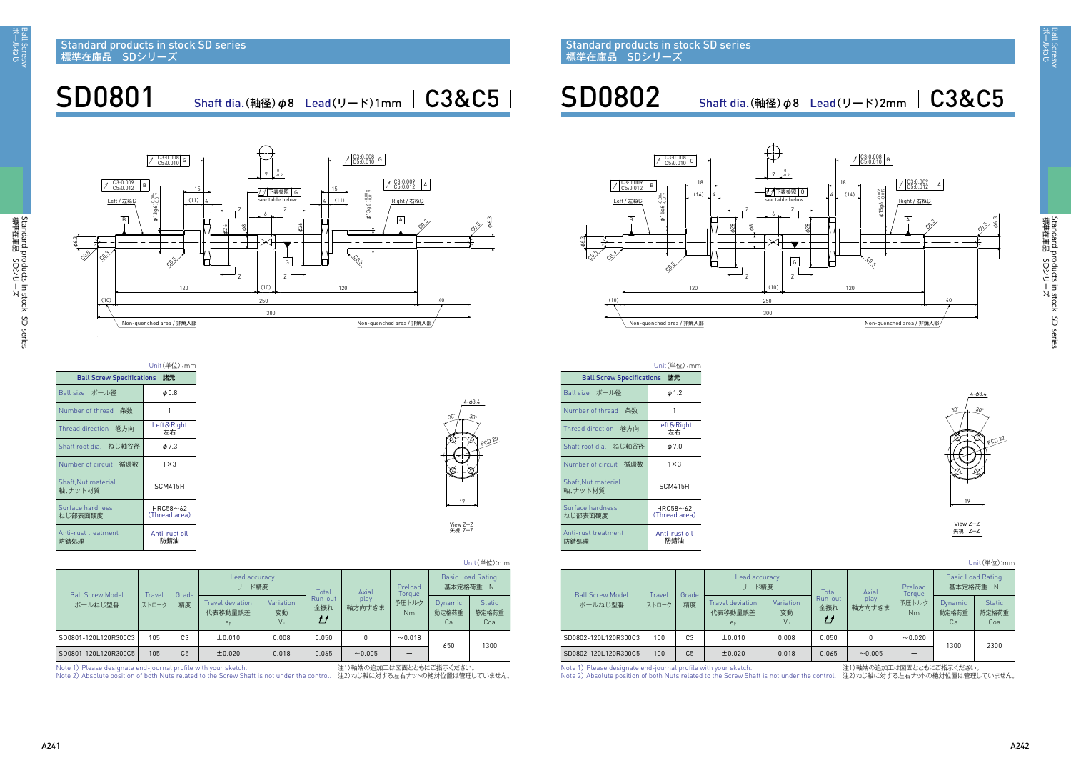## Standard products in stock SD series
標準在庫品　SDシリーズ

# SD0801 | Shaft dia.(軸径) φ8 Lead(リード)1mm | C3&C5

Unit(単位):mm

| Ball Screw Specifications　諸元 | |
|---|---|
| Ball size　ボール径 | φ0.8 |
| Number of thread　条数 | 1 |
| Thread direction　巻方向 | Left&Right 左右 |
| Shaft root dia.　ねじ軸谷径 | φ7.3 |
| Number of circuit　循環数 | 1×3 |
| Shaft,Nut material 軸、ナット材質 | SCM415H |
| Surface hardness ねじ部表面硬度 | HRC58～62 (Thread area) |
| Anti-rust treatment 防錆処理 | Anti-rust oil 防錆油 |

Unit(単位):mm

| Ball Screw Model ボールねじ型番 | Travel ストローク | Grade 精度 | Lead accuracy リード精度 | | Total Run-out 全振れ | Axial play 軸方向すきま | Preload Torque 予圧トルク Nm | Basic Load Rating 基本定格荷重 N | |
|---|---|---|---|---|---|---|---|---|---|
| | | | Travel deviation 代表移動量誤差 $e_p$ | Variation 変動 $V_u$ | | | | Dynamic 動定格荷重 Ca | Static 静定格荷重 Coa |
| SD0801-120L120R300C3 | 105 | C3 | ±0.010 | 0.008 | 0.050 | 0 | ～0.018 | 650 | 1300 |
| SD0801-120L120R300C5 | 105 | C5 | ±0.020 | 0.018 | 0.065 | ～0.005 | — | 650 | 1300 |

Note 1) Please designate end-journal profile with your sketch.
Note 2) Absolute position of both Nuts related to the Screw Shaft is not under the control.
注1) 軸端の追加工は図面とともにご指示ください。
注2) ねじ軸に対する左右ナットの絶対位置は管理していません。

## Standard products in stock SD series
標準在庫品　SDシリーズ

# SD0802 | Shaft dia.(軸径) φ8 Lead(リード)2mm | C3&C5

Unit(単位):mm

| Ball Screw Specifications　諸元 | |
|---|---|
| Ball size　ボール径 | φ1.2 |
| Number of thread　条数 | 1 |
| Thread direction　巻方向 | Left&Right 左右 |
| Shaft root dia.　ねじ軸谷径 | φ7.0 |
| Number of circuit　循環数 | 1×3 |
| Shaft,Nut material 軸、ナット材質 | SCM415H |
| Surface hardness ねじ部表面硬度 | HRC58～62 (Thread area) |
| Anti-rust treatment 防錆処理 | Anti-rust oil 防錆油 |

Unit(単位):mm

| Ball Screw Model ボールねじ型番 | Travel ストローク | Grade 精度 | Lead accuracy リード精度 | | Total Run-out 全振れ | Axial play 軸方向すきま | Preload Torque 予圧トルク Nm | Basic Load Rating 基本定格荷重 N | |
|---|---|---|---|---|---|---|---|---|---|
| | | | Travel deviation 代表移動量誤差 $e_p$ | Variation 変動 $V_u$ | | | | Dynamic 動定格荷重 Ca | Static 静定格荷重 Coa |
| SD0802-120L120R300C3 | 100 | C3 | ±0.010 | 0.008 | 0.050 | 0 | ～0.020 | 1300 | 2300 |
| SD0802-120L120R300C5 | 100 | C5 | ±0.020 | 0.018 | 0.065 | ～0.005 | — | 1300 | 2300 |

Note 1) Please designate end-journal profile with your sketch.
Note 2) Absolute position of both Nuts related to the Screw Shaft is not under the control.
注1) 軸端の追加工は図面とともにご指示ください。
注2) ねじ軸に対する左右ナットの絶対位置は管理していません。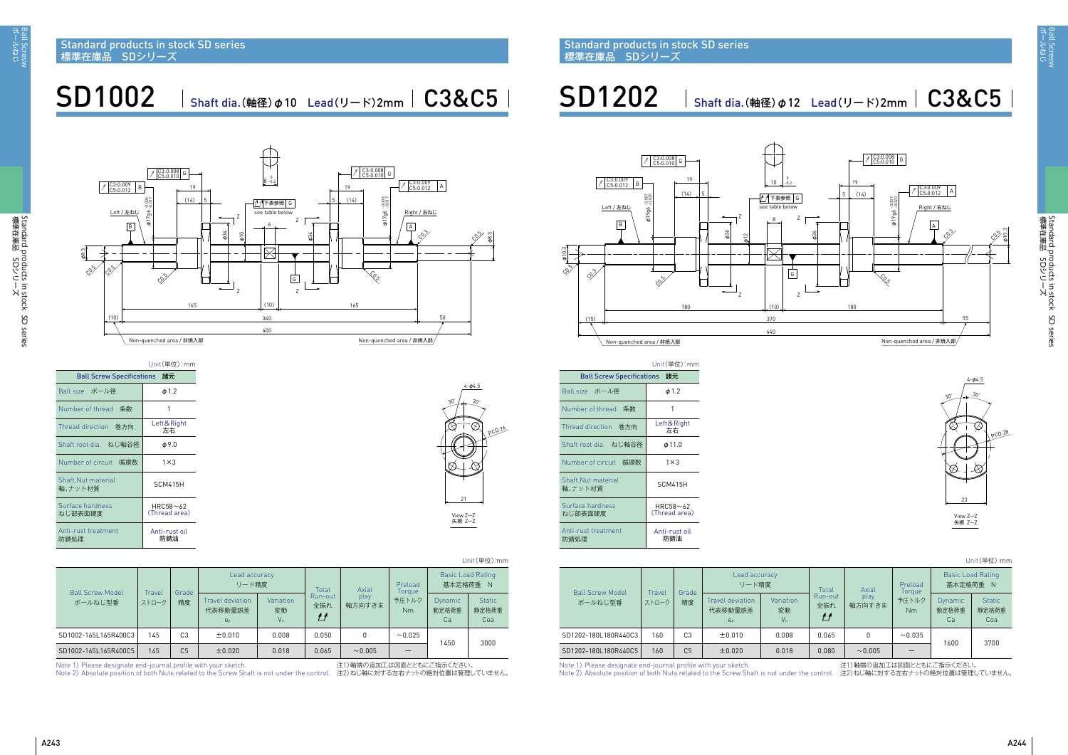## Standard products in stock SD series
標準在庫品　SDシリーズ

# SD1002　Shaft dia.(軸径) φ10　Lead(リード)2mm　C3&C5

Unit(単位):mm

| Ball Screw Specifications　諸元 | |
|---|---|
| Ball size　ボール径 | φ1.2 |
| Number of thread　条数 | 1 |
| Thread direction　巻方向 | Left&Right 左右 |
| Shaft root dia.　ねじ軸谷径 | φ9.0 |
| Number of circuit　循環数 | 1×3 |
| Shaft,Nut material 軸、ナット材質 | SCM415H |
| Surface hardness ねじ部表面硬度 | HRC58～62 (Thread area) |
| Anti-rust treatment 防錆処理 | Anti-rust oil 防錆油 |

Unit(単位):mm

| Ball Screw Model ボールねじ型番 | Travel ストローク | Grade 精度 | Lead accuracy リード精度 Travel deviation 代表移動量誤差 $e_p$ | Lead accuracy リード精度 Variation 変動 $V_u$ | Total Run-out 全振れ | Axial play 軸方向すきま | Preload Torque 予圧トルク Nm | Basic Load Rating 基本定格荷重 N Dynamic 動定格荷重 Ca | Basic Load Rating 基本定格荷重 N Static 静定格荷重 Coa |
|---|---|---|---|---|---|---|---|---|---|
| SD1002-165L165R400C3 | 145 | C3 | ±0.010 | 0.008 | 0.050 | 0 | ～0.025 | 1450 | 3000 |
| SD1002-165L165R400C5 | 145 | C5 | ±0.020 | 0.018 | 0.065 | ～0.005 | — | 1450 | 3000 |

Note 1) Please designate end-journal profile with your sketch.
Note 2) Absolute position of both Nuts related to the Screw Shaft is not under the control.
注1)軸端の追加工は図面とともにご指示ください。
注2)ねじ軸に対する左右ナットの絶対位置は管理していません。

## Standard products in stock SD series
標準在庫品　SDシリーズ

# SD1202　Shaft dia.(軸径) φ12　Lead(リード)2mm　C3&C5

Unit(単位):mm

| Ball Screw Specifications　諸元 | |
|---|---|
| Ball size　ボール径 | φ1.2 |
| Number of thread　条数 | 1 |
| Thread direction　巻方向 | Left&Right 左右 |
| Shaft root dia.　ねじ軸谷径 | φ11.0 |
| Number of circuit　循環数 | 1×3 |
| Shaft,Nut material 軸、ナット材質 | SCM415H |
| Surface hardness ねじ部表面硬度 | HRC58～62 (Thread area) |
| Anti-rust treatment 防錆処理 | Anti-rust oil 防錆油 |

Unit(単位):mm

| Ball Screw Model ボールねじ型番 | Travel ストローク | Grade 精度 | Lead accuracy リード精度 Travel deviation 代表移動量誤差 $e_p$ | Lead accuracy リード精度 Variation 変動 $V_u$ | Total Run-out 全振れ | Axial play 軸方向すきま | Preload Torque 予圧トルク Nm | Basic Load Rating 基本定格荷重 N Dynamic 動定格荷重 Ca | Basic Load Rating 基本定格荷重 N Static 静定格荷重 Coa |
|---|---|---|---|---|---|---|---|---|---|
| SD1202-180L180R440C3 | 160 | C3 | ±0.010 | 0.008 | 0.065 | 0 | ～0.035 | 1600 | 3700 |
| SD1202-180L180R440C5 | 160 | C5 | ±0.020 | 0.018 | 0.080 | ～0.005 | — | 1600 | 3700 |

Note 1) Please designate end-journal profile with your sketch.
Note 2) Absolute position of both Nuts related to the Screw Shaft is not under the control.
注1)軸端の追加工は図面とともにご指示ください。
注2)ねじ軸に対する左右ナットの絶対位置は管理していません。